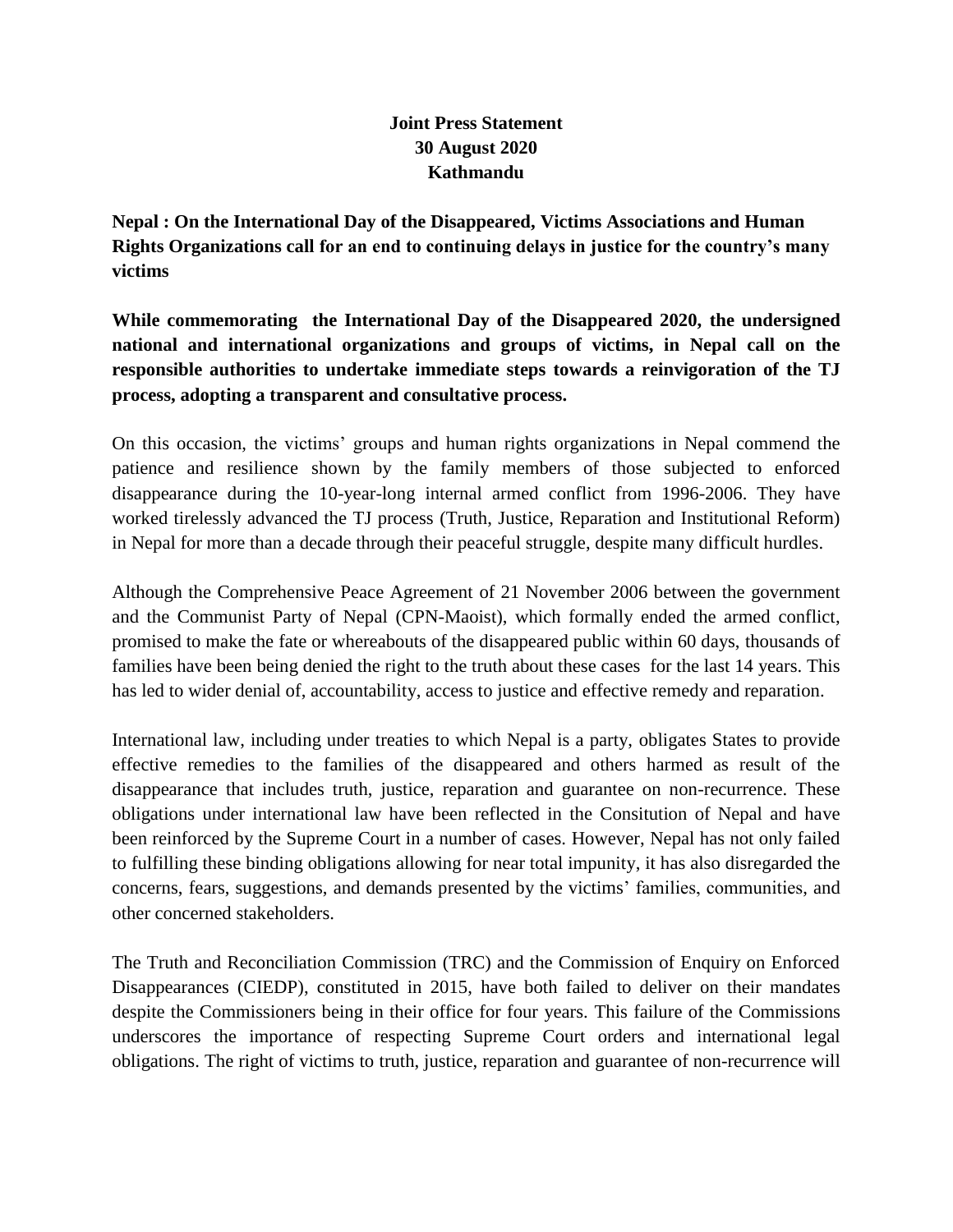**Joint Press Statement**
**30 August 2020**
**Kathmandu**

**Nepal : On the International Day of the Disappeared, Victims Associations and Human Rights Organizations call for an end to continuing delays in justice for the country's many victims**

**While commemorating the International Day of the Disappeared 2020, the undersigned national and international organizations and groups of victims, in Nepal call on the responsible authorities to undertake immediate steps towards a reinvigoration of the TJ process, adopting a transparent and consultative process.**

On this occasion, the victims' groups and human rights organizations in Nepal commend the patience and resilience shown by the family members of those subjected to enforced disappearance during the 10-year-long internal armed conflict from 1996-2006. They have worked tirelessly advanced the TJ process (Truth, Justice, Reparation and Institutional Reform) in Nepal for more than a decade through their peaceful struggle, despite many difficult hurdles.

Although the Comprehensive Peace Agreement of 21 November 2006 between the government and the Communist Party of Nepal (CPN-Maoist), which formally ended the armed conflict, promised to make the fate or whereabouts of the disappeared public within 60 days, thousands of families have been being denied the right to the truth about these cases for the last 14 years. This has led to wider denial of, accountability, access to justice and effective remedy and reparation.

International law, including under treaties to which Nepal is a party, obligates States to provide effective remedies to the families of the disappeared and others harmed as result of the disappearance that includes truth, justice, reparation and guarantee on non-recurrence. These obligations under international law have been reflected in the Consitution of Nepal and have been reinforced by the Supreme Court in a number of cases. However, Nepal has not only failed to fulfilling these binding obligations allowing for near total impunity, it has also disregarded the concerns, fears, suggestions, and demands presented by the victims' families, communities, and other concerned stakeholders.

The Truth and Reconciliation Commission (TRC) and the Commission of Enquiry on Enforced Disappearances (CIEDP), constituted in 2015, have both failed to deliver on their mandates despite the Commissioners being in their office for four years. This failure of the Commissions underscores the importance of respecting Supreme Court orders and international legal obligations. The right of victims to truth, justice, reparation and guarantee of non-recurrence will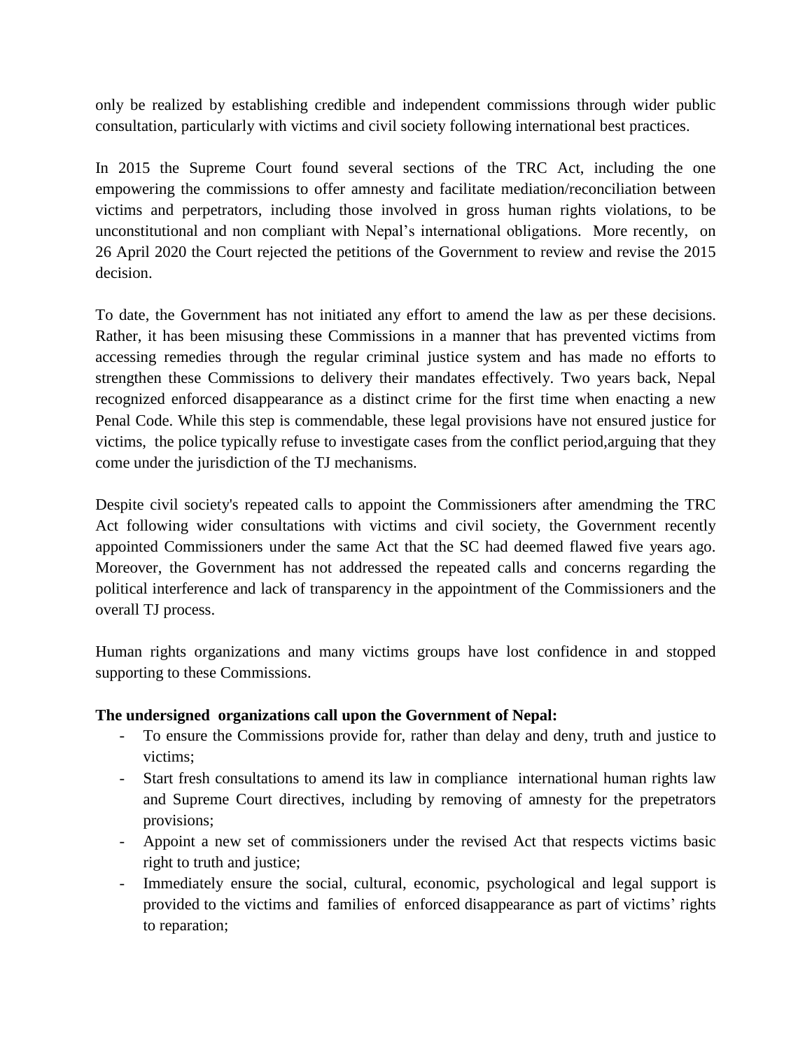only be realized by establishing credible and independent commissions through wider public consultation, particularly with victims and civil society following international best practices.

In 2015 the Supreme Court found several sections of the TRC Act, including the one empowering the commissions to offer amnesty and facilitate mediation/reconciliation between victims and perpetrators, including those involved in gross human rights violations, to be unconstitutional and non compliant with Nepal's international obligations. More recently, on 26 April 2020 the Court rejected the petitions of the Government to review and revise the 2015 decision.

To date, the Government has not initiated any effort to amend the law as per these decisions. Rather, it has been misusing these Commissions in a manner that has prevented victims from accessing remedies through the regular criminal justice system and has made no efforts to strengthen these Commissions to delivery their mandates effectively. Two years back, Nepal recognized enforced disappearance as a distinct crime for the first time when enacting a new Penal Code. While this step is commendable, these legal provisions have not ensured justice for victims, the police typically refuse to investigate cases from the conflict period,arguing that they come under the jurisdiction of the TJ mechanisms.

Despite civil society's repeated calls to appoint the Commissioners after amendming the TRC Act following wider consultations with victims and civil society, the Government recently appointed Commissioners under the same Act that the SC had deemed flawed five years ago. Moreover, the Government has not addressed the repeated calls and concerns regarding the political interference and lack of transparency in the appointment of the Commissioners and the overall TJ process.

Human rights organizations and many victims groups have lost confidence in and stopped supporting to these Commissions.

**The undersigned organizations call upon the Government of Nepal:**

- To ensure the Commissions provide for, rather than delay and deny, truth and justice to victims;
- Start fresh consultations to amend its law in compliance international human rights law and Supreme Court directives, including by removing of amnesty for the prepetrators provisions;
- Appoint a new set of commissioners under the revised Act that respects victims basic right to truth and justice;
- Immediately ensure the social, cultural, economic, psychological and legal support is provided to the victims and families of enforced disappearance as part of victims' rights to reparation;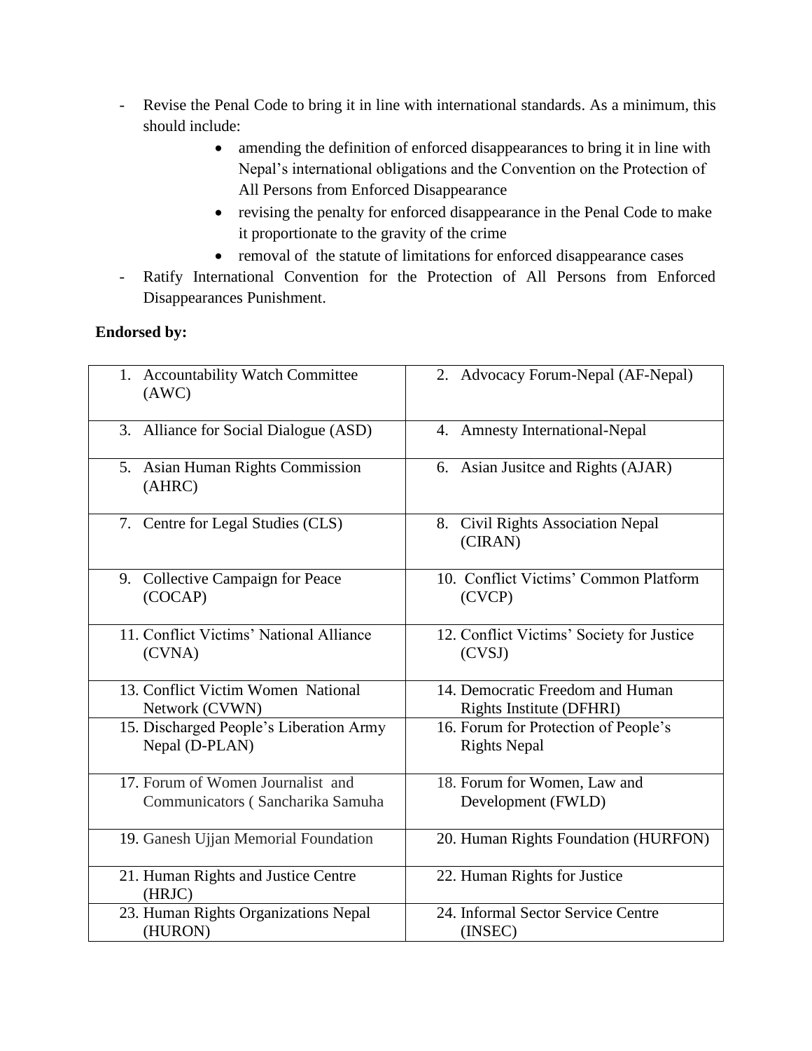- Revise the Penal Code to bring it in line with international standards. As a minimum, this should include:
  - amending the definition of enforced disappearances to bring it in line with Nepal's international obligations and the Convention on the Protection of All Persons from Enforced Disappearance
  - revising the penalty for enforced disappearance in the Penal Code to make it proportionate to the gravity of the crime
  - removal of the statute of limitations for enforced disappearance cases
- Ratify International Convention for the Protection of All Persons from Enforced Disappearances Punishment.

**Endorsed by:**

| | |
|---|---|
| 1. Accountability Watch Committee (AWC) | 2. Advocacy Forum-Nepal (AF-Nepal) |
| 3. Alliance for Social Dialogue (ASD) | 4. Amnesty International-Nepal |
| 5. Asian Human Rights Commission (AHRC) | 6. Asian Jusitce and Rights (AJAR) |
| 7. Centre for Legal Studies (CLS) | 8. Civil Rights Association Nepal (CIRAN) |
| 9. Collective Campaign for Peace (COCAP) | 10. Conflict Victims' Common Platform (CVCP) |
| 11. Conflict Victims' National Alliance (CVNA) | 12. Conflict Victims' Society for Justice (CVSJ) |
| 13. Conflict Victim Women National Network (CVWN) | 14. Democratic Freedom and Human Rights Institute (DFHRI) |
| 15. Discharged People's Liberation Army Nepal (D-PLAN) | 16. Forum for Protection of People's Rights Nepal |
| 17. Forum of Women Journalist and Communicators ( Sancharika Samuha | 18. Forum for Women, Law and Development (FWLD) |
| 19. Ganesh Ujjan Memorial Foundation | 20. Human Rights Foundation (HURFON) |
| 21. Human Rights and Justice Centre (HRJC) | 22. Human Rights for Justice |
| 23. Human Rights Organizations Nepal (HURON) | 24. Informal Sector Service Centre (INSEC) |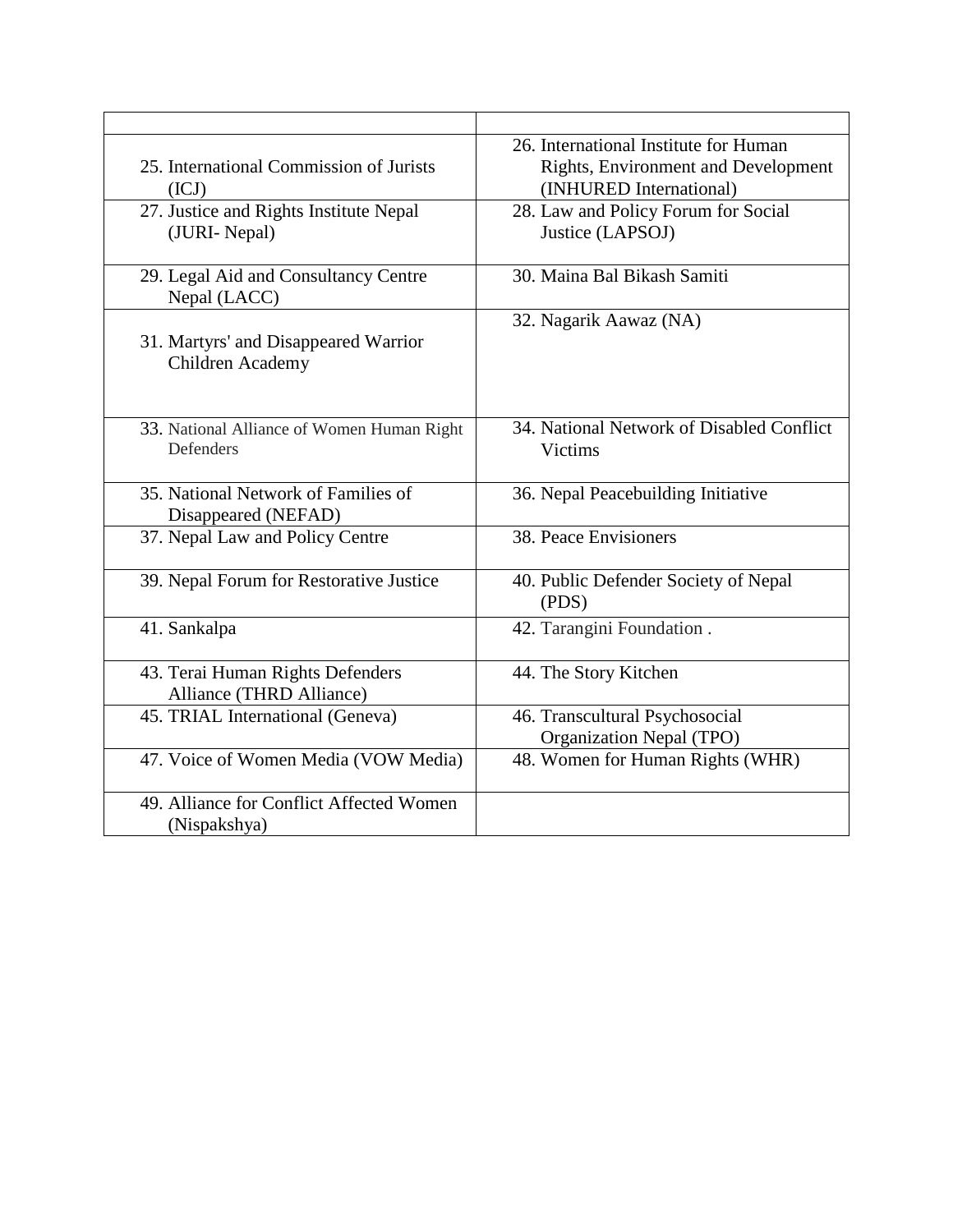| | |
|---|---|
| 25. International Commission of Jurists (ICJ) | 26. International Institute for Human Rights, Environment and Development (INHURED International) |
| 27. Justice and Rights Institute Nepal (JURI- Nepal) | 28. Law and Policy Forum for Social Justice (LAPSOJ) |
| 29. Legal Aid and Consultancy Centre Nepal (LACC) | 30. Maina Bal Bikash Samiti |
| 31. Martyrs' and Disappeared Warrior Children Academy | 32. Nagarik Aawaz (NA) |
| 33. National Alliance of Women Human Right Defenders | 34. National Network of Disabled Conflict Victims |
| 35. National Network of Families of Disappeared (NEFAD) | 36. Nepal Peacebuilding Initiative |
| 37. Nepal Law and Policy Centre | 38. Peace Envisioners |
| 39. Nepal Forum for Restorative Justice | 40. Public Defender Society of Nepal (PDS) |
| 41. Sankalpa | 42. Tarangini Foundation . |
| 43. Terai Human Rights Defenders Alliance (THRD Alliance) | 44. The Story Kitchen |
| 45. TRIAL International (Geneva) | 46. Transcultural Psychosocial Organization Nepal (TPO) |
| 47. Voice of Women Media (VOW Media) | 48. Women for Human Rights (WHR) |
| 49. Alliance for Conflict Affected Women (Nispakshya) | |